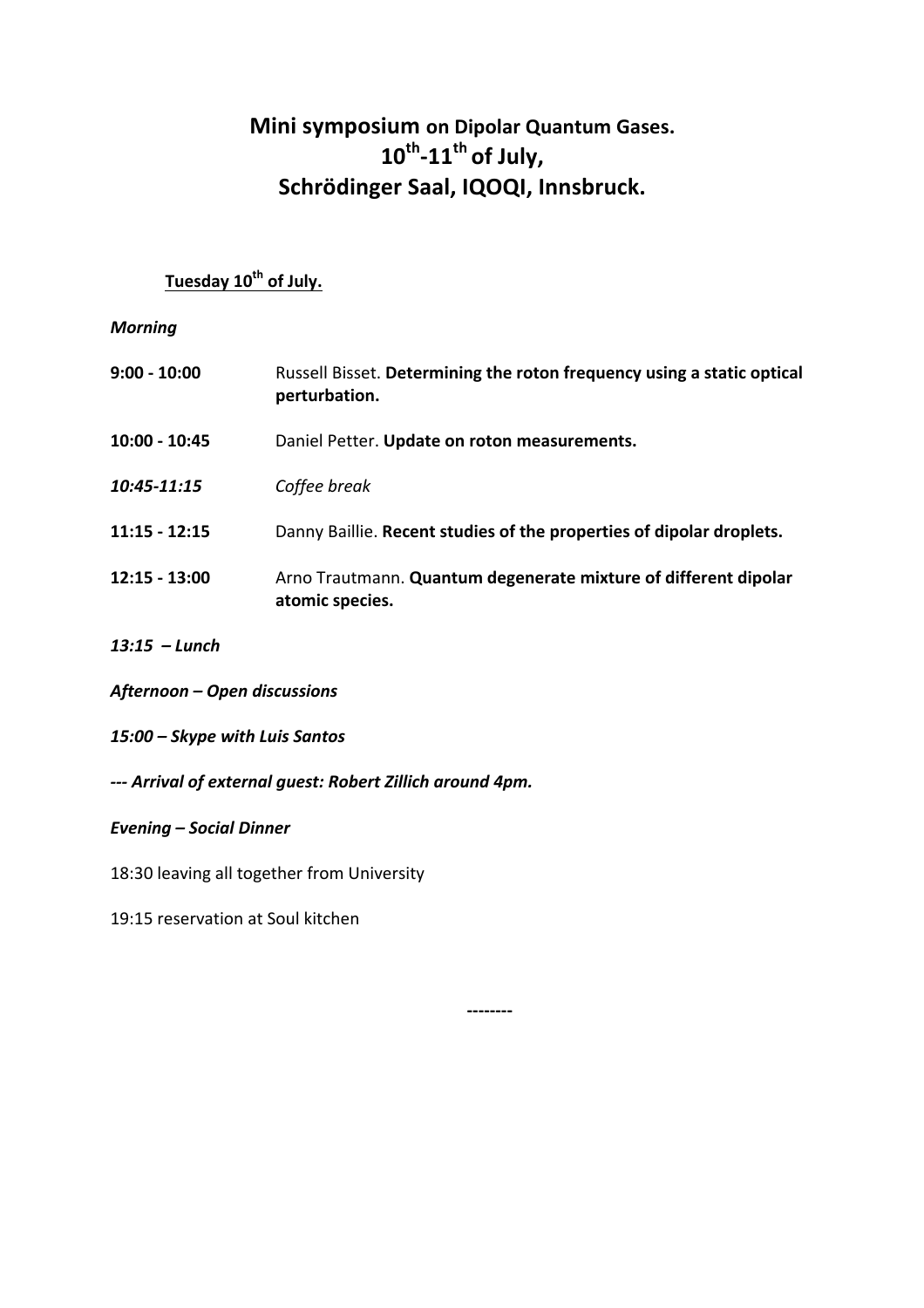# Mini symposium on Dipolar Quantum Gases.
# 10th-11th of July,
# Schrödinger Saal, IQOQI, Innsbruck.

## Tuesday 10th of July.

*Morning*

| | |
|---|---|
| **9:00 - 10:00** | Russell Bisset. **Determining the roton frequency using a static optical perturbation.** |
| **10:00 - 10:45** | Daniel Petter. **Update on roton measurements.** |
| ***10:45-11:15*** | *Coffee break* |
| **11:15 - 12:15** | Danny Baillie. **Recent studies of the properties of dipolar droplets.** |
| **12:15 - 13:00** | Arno Trautmann. **Quantum degenerate mixture of different dipolar atomic species.** |

***13:15 – Lunch***

***Afternoon – Open discussions***

***15:00 – Skype with Luis Santos***

***--- Arrival of external guest: Robert Zillich around 4pm.***

***Evening – Social Dinner***

18:30 leaving all together from University

19:15 reservation at Soul kitchen

--------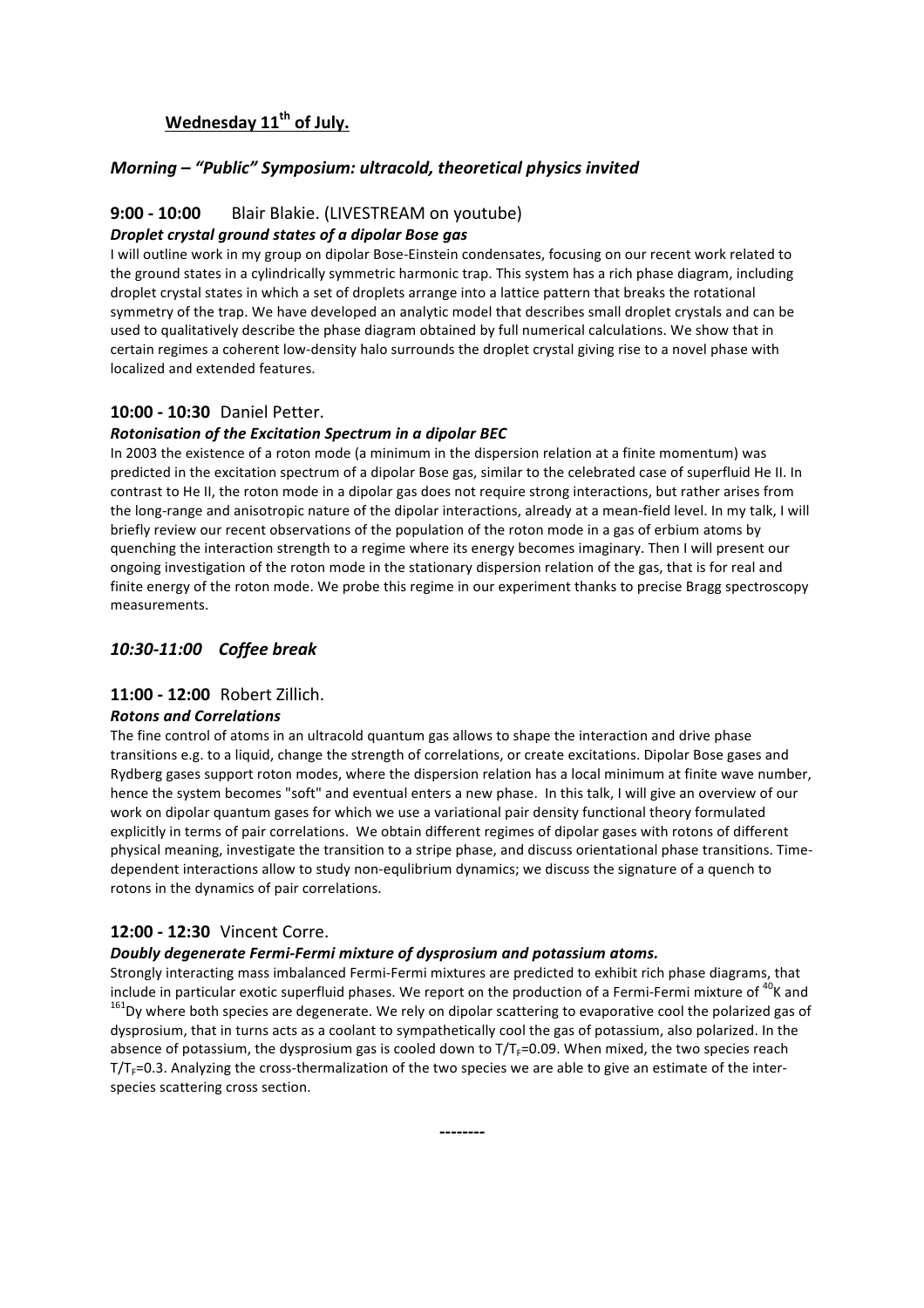## Wednesday 11th of July.

### *Morning – "Public" Symposium: ultracold, theoretical physics invited*

**9:00 - 10:00** Blair Blakie. (LIVESTREAM on youtube)

***Droplet crystal ground states of a dipolar Bose gas***

I will outline work in my group on dipolar Bose-Einstein condensates, focusing on our recent work related to the ground states in a cylindrically symmetric harmonic trap. This system has a rich phase diagram, including droplet crystal states in which a set of droplets arrange into a lattice pattern that breaks the rotational symmetry of the trap. We have developed an analytic model that describes small droplet crystals and can be used to qualitatively describe the phase diagram obtained by full numerical calculations. We show that in certain regimes a coherent low-density halo surrounds the droplet crystal giving rise to a novel phase with localized and extended features.

**10:00 - 10:30** Daniel Petter.

***Rotonisation of the Excitation Spectrum in a dipolar BEC***

In 2003 the existence of a roton mode (a minimum in the dispersion relation at a finite momentum) was predicted in the excitation spectrum of a dipolar Bose gas, similar to the celebrated case of superfluid He II. In contrast to He II, the roton mode in a dipolar gas does not require strong interactions, but rather arises from the long-range and anisotropic nature of the dipolar interactions, already at a mean-field level. In my talk, I will briefly review our recent observations of the population of the roton mode in a gas of erbium atoms by quenching the interaction strength to a regime where its energy becomes imaginary. Then I will present our ongoing investigation of the roton mode in the stationary dispersion relation of the gas, that is for real and finite energy of the roton mode. We probe this regime in our experiment thanks to precise Bragg spectroscopy measurements.

### *10:30-11:00 Coffee break*

**11:00 - 12:00** Robert Zillich.

***Rotons and Correlations***

The fine control of atoms in an ultracold quantum gas allows to shape the interaction and drive phase transitions e.g. to a liquid, change the strength of correlations, or create excitations. Dipolar Bose gases and Rydberg gases support roton modes, where the dispersion relation has a local minimum at finite wave number, hence the system becomes "soft" and eventual enters a new phase. In this talk, I will give an overview of our work on dipolar quantum gases for which we use a variational pair density functional theory formulated explicitly in terms of pair correlations. We obtain different regimes of dipolar gases with rotons of different physical meaning, investigate the transition to a stripe phase, and discuss orientational phase transitions. Time-dependent interactions allow to study non-equlibrium dynamics; we discuss the signature of a quench to rotons in the dynamics of pair correlations.

**12:00 - 12:30** Vincent Corre.

***Doubly degenerate Fermi-Fermi mixture of dysprosium and potassium atoms.***

Strongly interacting mass imbalanced Fermi-Fermi mixtures are predicted to exhibit rich phase diagrams, that include in particular exotic superfluid phases. We report on the production of a Fermi-Fermi mixture of $^{40}K$ and $^{161}Dy$ where both species are degenerate. We rely on dipolar scattering to evaporative cool the polarized gas of dysprosium, that in turns acts as a coolant to sympathetically cool the gas of potassium, also polarized. In the absence of potassium, the dysprosium gas is cooled down to $T/T_F=0.09$. When mixed, the two species reach $T/T_F=0.3$. Analyzing the cross-thermalization of the two species we are able to give an estimate of the inter-species scattering cross section.

--------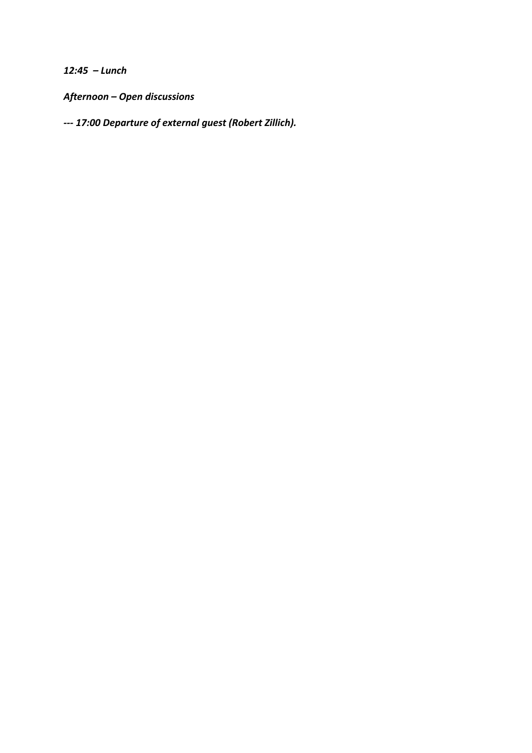***12:45 – Lunch***

***Afternoon – Open discussions***

***--- 17:00 Departure of external guest (Robert Zillich).***